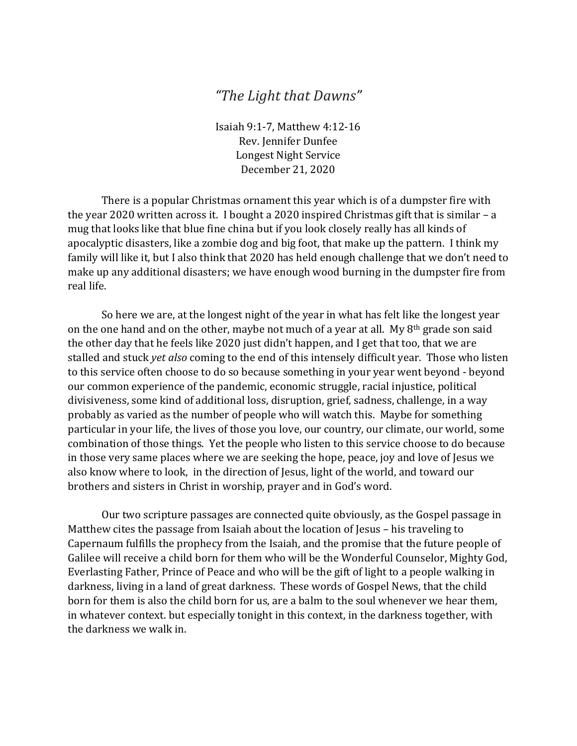# *"The Light that Dawns"*

Isaiah 9:1-7, Matthew 4:12-16
Rev. Jennifer Dunfee
Longest Night Service
December 21, 2020

There is a popular Christmas ornament this year which is of a dumpster fire with the year 2020 written across it. I bought a 2020 inspired Christmas gift that is similar – a mug that looks like that blue fine china but if you look closely really has all kinds of apocalyptic disasters, like a zombie dog and big foot, that make up the pattern. I think my family will like it, but I also think that 2020 has held enough challenge that we don't need to make up any additional disasters; we have enough wood burning in the dumpster fire from real life.

So here we are, at the longest night of the year in what has felt like the longest year on the one hand and on the other, maybe not much of a year at all. My 8th grade son said the other day that he feels like 2020 just didn't happen, and I get that too, that we are stalled and stuck *yet also* coming to the end of this intensely difficult year. Those who listen to this service often choose to do so because something in your year went beyond - beyond our common experience of the pandemic, economic struggle, racial injustice, political divisiveness, some kind of additional loss, disruption, grief, sadness, challenge, in a way probably as varied as the number of people who will watch this. Maybe for something particular in your life, the lives of those you love, our country, our climate, our world, some combination of those things. Yet the people who listen to this service choose to do because in those very same places where we are seeking the hope, peace, joy and love of Jesus we also know where to look, in the direction of Jesus, light of the world, and toward our brothers and sisters in Christ in worship, prayer and in God's word.

Our two scripture passages are connected quite obviously, as the Gospel passage in Matthew cites the passage from Isaiah about the location of Jesus – his traveling to Capernaum fulfills the prophecy from the Isaiah, and the promise that the future people of Galilee will receive a child born for them who will be the Wonderful Counselor, Mighty God, Everlasting Father, Prince of Peace and who will be the gift of light to a people walking in darkness, living in a land of great darkness. These words of Gospel News, that the child born for them is also the child born for us, are a balm to the soul whenever we hear them, in whatever context. but especially tonight in this context, in the darkness together, with the darkness we walk in.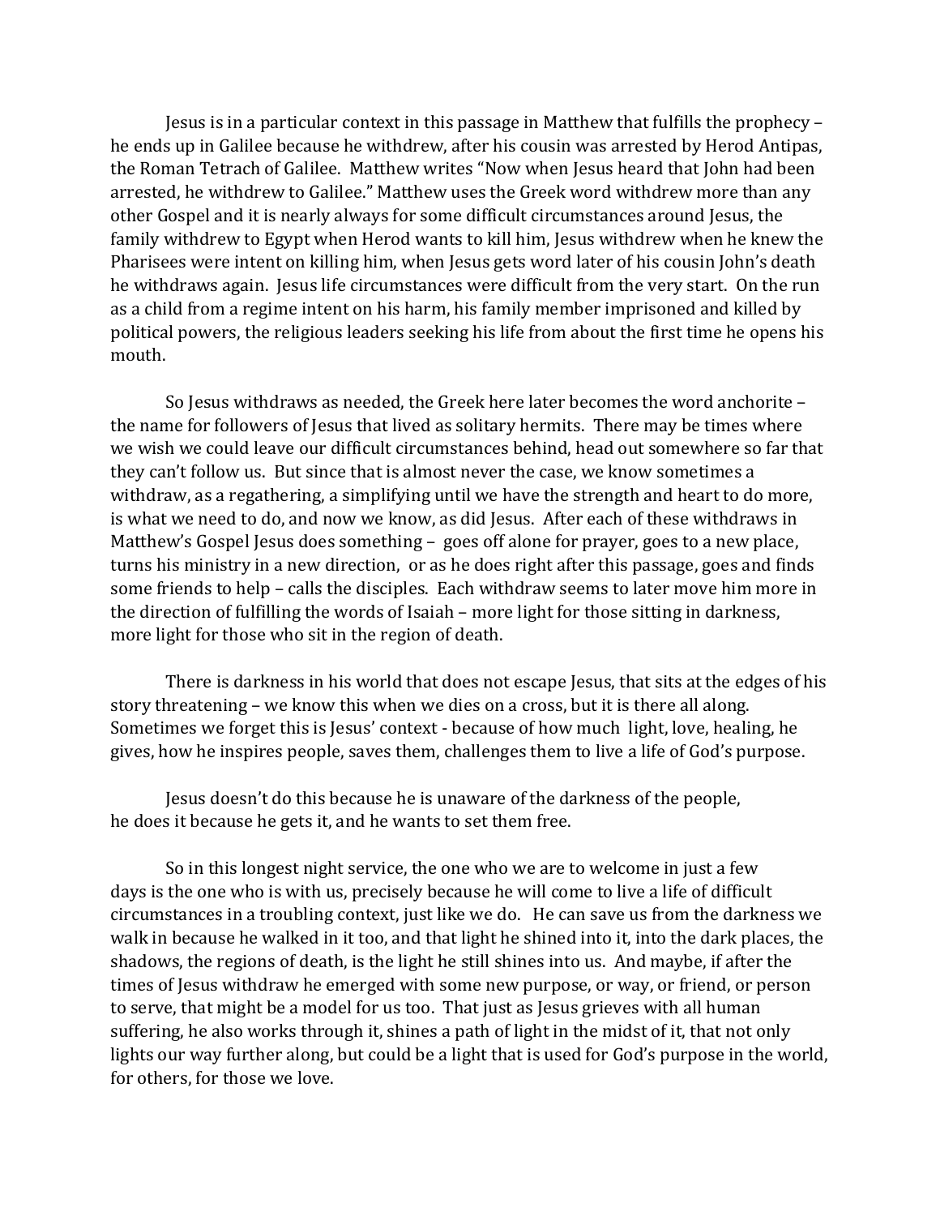Jesus is in a particular context in this passage in Matthew that fulfills the prophecy – he ends up in Galilee because he withdrew, after his cousin was arrested by Herod Antipas, the Roman Tetrach of Galilee. Matthew writes "Now when Jesus heard that John had been arrested, he withdrew to Galilee." Matthew uses the Greek word withdrew more than any other Gospel and it is nearly always for some difficult circumstances around Jesus, the family withdrew to Egypt when Herod wants to kill him, Jesus withdrew when he knew the Pharisees were intent on killing him, when Jesus gets word later of his cousin John's death he withdraws again. Jesus life circumstances were difficult from the very start. On the run as a child from a regime intent on his harm, his family member imprisoned and killed by political powers, the religious leaders seeking his life from about the first time he opens his mouth.

So Jesus withdraws as needed, the Greek here later becomes the word anchorite – the name for followers of Jesus that lived as solitary hermits. There may be times where we wish we could leave our difficult circumstances behind, head out somewhere so far that they can't follow us. But since that is almost never the case, we know sometimes a withdraw, as a regathering, a simplifying until we have the strength and heart to do more, is what we need to do, and now we know, as did Jesus. After each of these withdraws in Matthew's Gospel Jesus does something – goes off alone for prayer, goes to a new place, turns his ministry in a new direction, or as he does right after this passage, goes and finds some friends to help – calls the disciples. Each withdraw seems to later move him more in the direction of fulfilling the words of Isaiah – more light for those sitting in darkness, more light for those who sit in the region of death.

There is darkness in his world that does not escape Jesus, that sits at the edges of his story threatening – we know this when we dies on a cross, but it is there all along. Sometimes we forget this is Jesus' context - because of how much light, love, healing, he gives, how he inspires people, saves them, challenges them to live a life of God's purpose.

Jesus doesn't do this because he is unaware of the darkness of the people, he does it because he gets it, and he wants to set them free.

So in this longest night service, the one who we are to welcome in just a few days is the one who is with us, precisely because he will come to live a life of difficult circumstances in a troubling context, just like we do. He can save us from the darkness we walk in because he walked in it too, and that light he shined into it, into the dark places, the shadows, the regions of death, is the light he still shines into us. And maybe, if after the times of Jesus withdraw he emerged with some new purpose, or way, or friend, or person to serve, that might be a model for us too. That just as Jesus grieves with all human suffering, he also works through it, shines a path of light in the midst of it, that not only lights our way further along, but could be a light that is used for God's purpose in the world, for others, for those we love.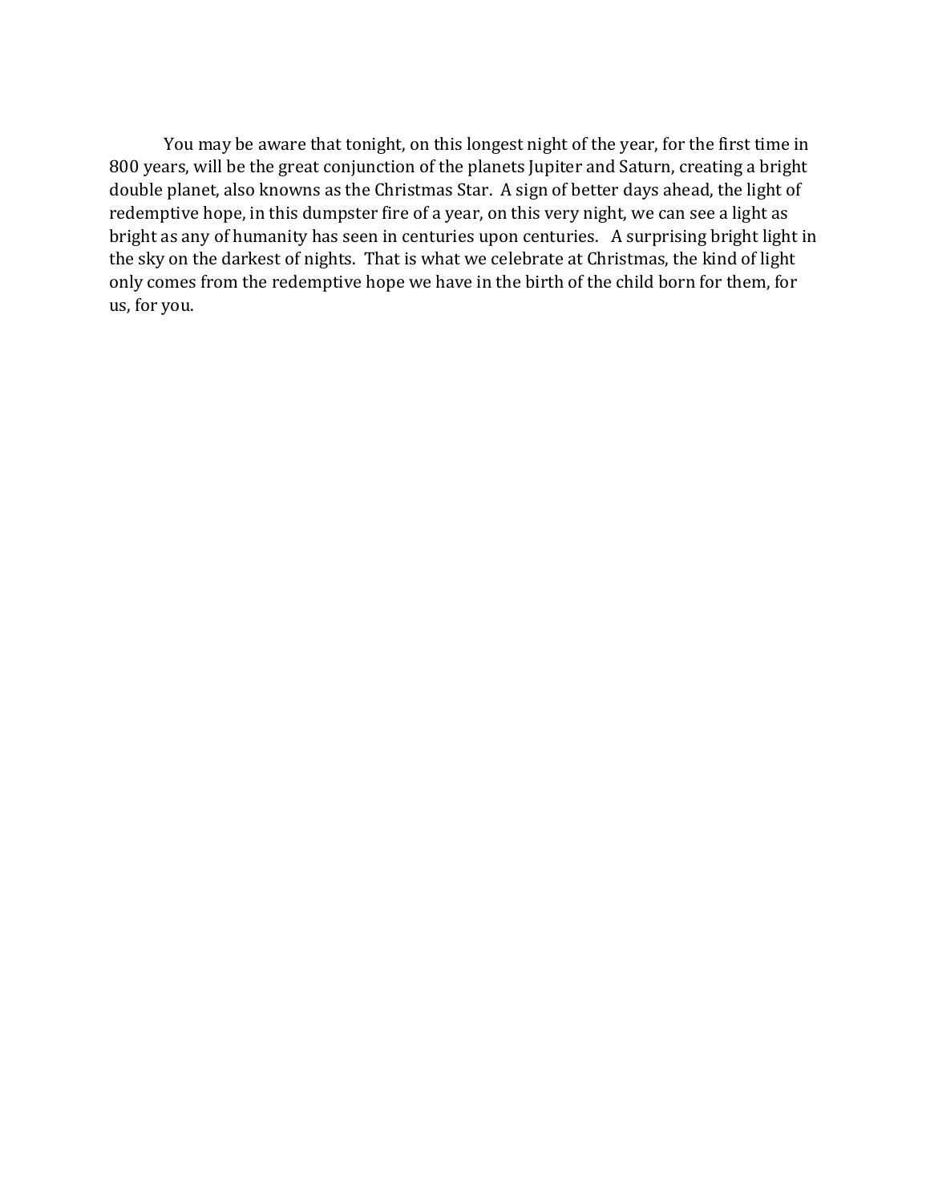You may be aware that tonight, on this longest night of the year, for the first time in 800 years, will be the great conjunction of the planets Jupiter and Saturn, creating a bright double planet, also knowns as the Christmas Star. A sign of better days ahead, the light of redemptive hope, in this dumpster fire of a year, on this very night, we can see a light as bright as any of humanity has seen in centuries upon centuries. A surprising bright light in the sky on the darkest of nights. That is what we celebrate at Christmas, the kind of light only comes from the redemptive hope we have in the birth of the child born for them, for us, for you.